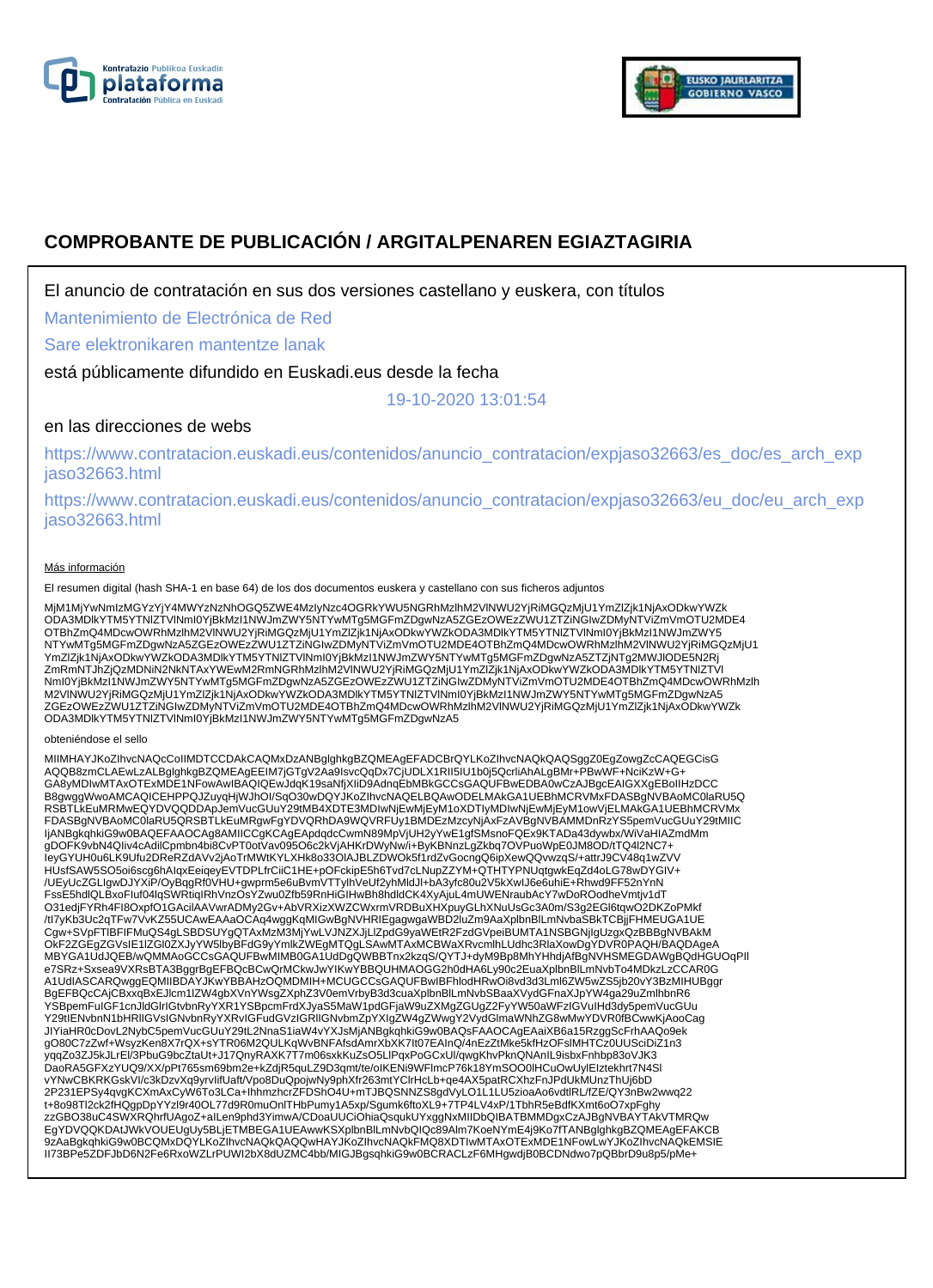# COMPROBANTE DE PUBLICACIÓN / ARGITALPENAREN EGIAZTAGIRIA

El anuncio de contratación en sus dos versiones castellano y euskera, con títulos

Mantenimiento de Electrónica de Red

Sare elektronikaren mantentze lanak

está públicamente difundido en Euskadi.eus desde la fecha

19-10-2020 13:01:54

en las direcciones de webs

https://www.contratacion.euskadi.eus/contenidos/anuncio_contratacion/expjaso32663/es_doc/es_arch_expjaso32663.html

https://www.contratacion.euskadi.eus/contenidos/anuncio_contratacion/expjaso32663/eu_doc/eu_arch_expjaso32663.html

Más información

El resumen digital (hash SHA-1 en base 64) de los dos documentos euskera y castellano con sus ficheros adjuntos

MjM1MjYwNmIzMGYzYjY4MWYzNzNhOGQ5ZWE4MzlyNzc4OGRkYWU5NGRhMzlhM2VlNWU2YjRiMGQzMjU1YmZlZjk1NjAxODkwYWZk
ODA3MDlkYTM5YTNlZTVlNmI0YjBkMzI1NWJmZWY5NTYwMTg5MGFmZDgwNzA5ZGEzOWEzZWU1ZTZiNGIwZDMyNTViZmVmOTU2MDE4
OTBhZmQ4MDcwOWRhMzlhM2VlNWU2YjRiMGQzMjU1YmZlZjk1NjAxODkwYWZkODA3MDlkYTM5YTNlZTVlNmI0YjBkMzI1NWJmZWY5
NTYwMTg5MGFmZDgwNzA5ZGEzOWEzZWU1ZTZiNGIwZDMyNTViZmVmOTU2MDE4OTBhZmQ4MDcwOWRhMzlhM2VlNWU2YjRiMGQzMjU1
YmZlZjk1NjAxODkwYWZkODA3MDlkYTM5YTNlZTVlNmI0YjBkMzI1NWJmZWY5NTYwMTg5MGFmZDgwNzA5ZTZjNTg2MWJlODE5N2Rj
ZmRmNTJhZjQzMDNiN2NkNTAxYWEwM2RmNGRhMzlhM2VlNWU2YjRiMGQzMjU1YmZlZjk1NjAxODkwYWZkODA3MDlkYTM5YTNlZTVl
NmI0YjBkMzI1NWJmZWY5NTYwMTg5MGFmZDgwNzA5ZGEzOWEzZWU1ZTZiNGIwZDMyNTViZmVmOTU2MDE4OTBhZmQ4MDcwOWRhMzlh
M2VlNWU2YjRiMGQzMjU1YmZlZjk1NjAxODkwYWZkODA3MDlkYTM5YTNlZTVlNmI0YjBkMzI1NWJmZWY5NTYwMTg5MGFmZDgwNzA5
ZGEzOWEzZWU1ZTZiNGIwZDMyNTViZmVmOTU2MDE4OTBhZmQ4MDcwOWRhMzlhM2VlNWU2YjRiMGQzMjU1YmZlZjk1NjAxODkwYWZk
ODA3MDlkYTM5YTNlZTVlNmI0YjBkMzI1NWJmZWY5NTYwMTg5MGFmZDgwNzA5

obteniéndose el sello

MIIMHAYJKoZIhvcNAQcCoIIMDTCCDAkCAQMxDzANBglghkgBZQMEAgEFADCBrQYLKoZIhvcNAQkQAQSggZ0EgZowgZcCAQEGCisG
AQQB8zmCLAEwLzALBglghkgBZQMEAgEEIM7jGTgV2Aa9IsvcQqDx7CjUDLX1RlI5lU1b0j5QcrliAhALgBMr+PBwWF+NciKzW+G+
GA8yMDIwMTAxOTExMDE1NFowAwIBAQIQEwJdqK19saNfjXIiD9AdnqEbMBkGCCsGAQUFBwEDBA0wCzAJBgcEAIGXXgEBoIIHzDCC
B8gwggWwoAMCAQICEHPPQJZuyqHjWJhOI/SqO30wDQYJKoZIhvcNAQELBQAwODELMAkGA1UEBhMCRVMxFDASBgNVBAoMC0laRU5Q
RSBTLkEuMRMwEQYDVQQDDApJemVucGUuY29tMB4XDTE3MDIwNjEwMjEyM1oXDTIyMDIwNjEwMjEyM1owVjELMAkGA1UEBhMCRVMx
FDASBgNVBAoMC0laRU5QRSBTLkEuMRgwFgYDVQRhDA9WQVRFUy1BMDEzMzcyNjAxFzAVBgNVBAMMDnRzYS5pemVucGUuY29tMIIC
IjANBgkqhkiG9w0BAQEFAAOCAg8AMIICCgKCAgEApdqdcCwmN89MpVjUH2yYwE1gfSMsnoFQEx9KTADa43dywbx/WiVaHIAZmdMm
gDOFK9vbN4Qliv4cAdilCpmbn4bi8CvPT0otVav095O6c2kVjAHKrDWyNw/i+ByKBNnzLgZkbq7OVPuoWpE0JM8OD/tTQ4I2NC7+
IeyGYUH0u6LK9Ufu2DReRZdAVv2jAoTrMWtKYLXHk8o33OIAJBLZDWOk5f1rdZvGocngQ6ipXewQQvwzqS/+attrJ9CV48q1wZVV
HUsfSAW5SO5oi6scg6hAIqxEeiqeyEVTDPLfrCiiC1HE+pOFckipE5h6Tvd7cLNupZZYM+QTHTYPNUqtgwkEqZd4oLG78wDYGIV+
/UEyUcZGLlgwDJYXiP/OyBqgRf0VHU+gwprm5e6uBvmVTTylhVeUf2yhMldJl+bA3yfc80u2V5kXwlJ6e6uhiE+Rhwd9FF52nYnN
FssE5hdlQLBxoFluf04lqSWRtiqlRhVnzOsYZwu0Zfb59RnHiGIHwBh8hdldCK4XyAjuL4mUWENraubAcY7wDoROodheVmtjv1dT
O31edjFYRh4FI8OxpfO1GAcilAAVwrADMy2Gv+AbVRXizXWZCWxrmVRDBuXHXpuyGLhXNuUsGc3A0m/S3g2EGl6tqwO2DKZoPMkf
/tI7yKb3Uc2qTFw7VvKZ55UCAwEAAaOCAq4wggKqMIGwBgNVHRIEgagwgaWBD2luZm9AaXplbnBlLmNvbaSBkTCBjjFHMEUGA1UE
Cgw+SVpFTlBFIFMuQS4gLSBDSUYgQTAxMzM3MjYwLVJNZXJjLlZpdG9yaWEtR2FzdGVpeiBUMTA1NSBGNjIgUzgxQzBBBgNVBAkM
OkF2ZGEgZGVsIE1lZGl0ZXJyYW5lbyBFdG9yYmlkZWEgMTQgLSAwMTAxMCBWaXRvcmlhLUdhc3RlaXowDgYDVR0PAQH/BAQDAgeA
MBYGA1UdJQEB/wQMMAoGCCsGAQUFBwMIMB0GA1UdDgQWBBTnx2kzqS/QYTJ+dyM9Bp8MhYHhdjAfBgNVHSMEGDAWgBQdHGUOqPIl
e7SRz+Sxsea9VXRsBTA3BggrBgEFBQcBCwQrMCkwJwYIKwYBBQUHMAOGG2h0dHA6Ly90c2EuaXplbnBlLmNvbTo4MDkzLzCCAR0G
A1UdIASCARQwggEQMIIBDAYJKwYBBAHzOQMDMIH+MCUGCCsGAQUFBwIBFhlodHRwOi8vd3d3Lml6ZW5wZS5jb20vY3BzMIHUBggr
BgEFBQcCAjCBxxqBxEJlcm1lZW4gbXVnYWsgZXphZ3V0emVrbyB3d3cuaXplbnBlLmNvbSBaaXVydGFnaXJpYW4ga29uZmlhbnR6
YSBpemFuIGF1cnJldGlrIGtvbnRyYXR1YSBpcmFrdXJyaS5MaW1pdGFjaW9uZXMgZGUgZ2FyYW50aWFzIGVuIHd3dy5pemVucGUu
Y29tIENvbnN1bHRlIGVsIGNvbnRyYXRvIGFudGVzIGRlIGNvbmZpYXIgZW4gZWwgY2VydGlmaWNhZG8wMwYDVR0fBCwwKjAooCag
JIYiaHR0cDovL2NybC5pemVucGUuY29tL2NnaS1iaW4vYXJsMjANBgkqhkiG9w0BAQsFAAOCAgEAaiXB6a15RzggScFrhAAQo9ek
gO80C7zZwf+WsyzKen8X7rQX+sYTR06M2QULKqWvBNFAfsdAmrXbXK7It07EAlnQ/4nEzZtMke5kfHzOFslMHTCz0UUSciDiZ1n3
yqqZo3ZJ5kJLrEl/3PbuG9bcZtaUt+J17QnyRAXK7T7m06sxkKuZsO5LlPqxPoGCxUl/qwgKhvPknQNAnIL9isbxFnhbp83oVJK3
DaoRA5GFXzYUQ9/XX/pPt765sm69bm2e+kZdjR5quLZ9D3qmt/te/oIKENi9WFlmcP76k18YmSOO0lHCuOwUylEIztekhrt7N4Sl
vYNwCBKRKGskVI/c3kDzvXq9yrvlifUaft/Vpo8DuQpojwNy9phXfr263mtYClrHcLb+qe4AX5patRCXhzFnJPdUkMUnzThUj6bD
2P231EPSy4qvgKCXmAxCyW6To3LCa+lhhmzhcrZFDShO4U+mTJBQSNNZS8gdVyLO1L1LU5zioaAo6vdtlRL/fZE/QY3nBw2wwq22
t+8o98Tl2ck2fHQgpDpYYzl9r40OL77d9R0muOnlTHbPumy1A5xp/Sgumk6ftoXL9+7TP4LV4xP/1TbhR5eBdfKXmt6oO7xpFghy
zzGBO38uC4SWXRQhrfUAgoZ+aILen9phd3YimwA/CDoaUUCiOhiaQsqukUYxggNxMIIDbQIBATBMMDgxCzAJBgNVBAYTAkVTMRQw
EgYDVQQKDAtJWkVOUEUgUy5BLjETMBEGA1UEAwwKSXplbnBlLmNvbQIQc89Alm7KoeNYmE4j9Ko7fTANBglghkgBZQMEAgEFAKCB
9zAaBgkqhkiG9w0BCQMxDQYLKoZIhvcNAQkQAQQwHAYJKoZIhvcNAQkFMQ8XDTIwMTAxOTExMDE1NFowLwYJKoZIhvcNAQkEMSIE
II73BPe5ZDFJbD6N2Fe6RxoWZLrPUWI2bX8dUZMC4bb/MIGJBgsqhkiG9w0BCRACLzF6MHgwdjB0BCDNdwo7pQBbrD9u8p5/pMe+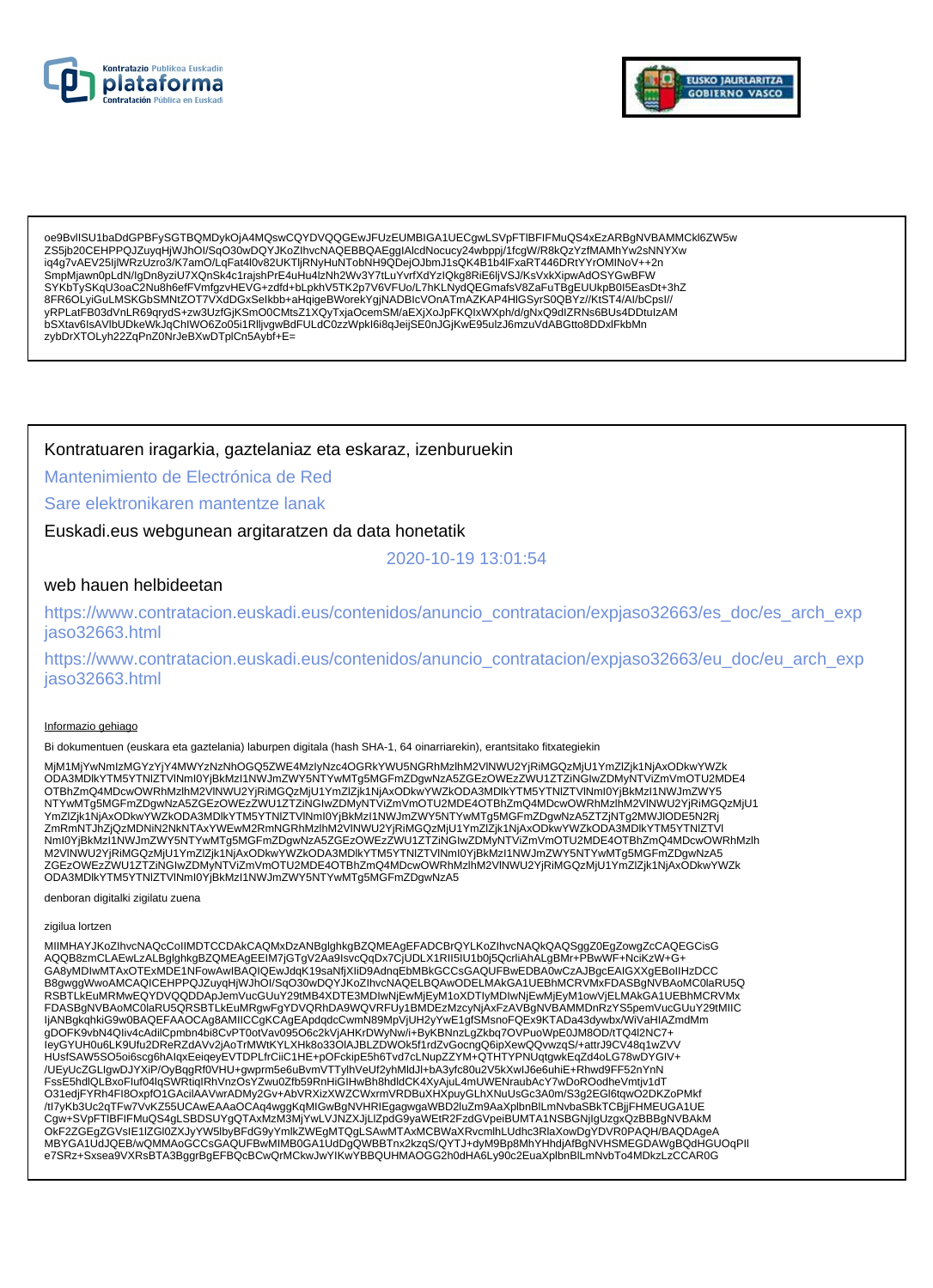oe9BvlISU1baDdGPBFySGTBQMDykOjA4MQswCQYDVQQGEwJFUzEUMBIGA1UECgwLSVpFTIBFIFMuQS4xEzARBgNVBAMMCkl6ZW5w
ZS5jb20CEHPPQJZuyqHjWJhOI/SqO30wDQYJKoZIhvcNAQEBBQAEggIAlcdNocucy24wbppj/1fcgW/R8kQzYzfMAMhYw2sNNYXw
iq4g7vAEV25IjlWRzUzro3/K7amO/LqFat4l0v82UKTljRNyHuNTobNH9QDejOJbmJ1sQK4B1b4lFxaRT446DRtYYrOMINoV++2n
SmpMjawn0pLdN/IgDn8yziU7XQnSk4c1rajshPrE4uHu4lzNh2Wv3Y7tLuYvrfXdYzIQkg8RiE6ljVSJ/KsVxkXipwAdOSYGwBFW
SYKbTySKqU3oaC2Nu8h6efFVmfgzvHEVG+zdfd+bLpkhV5TK2p7V6VFUo/L7hKLNydQEGmafsV8ZaFuTBgEUUkpB0I5EasDt+3hZ
8FR6OLyiGuLMSKGbSMNtZOT7VXdDGxSeIkbb+aHqigeBWorekYgjNADBIcVOnATmAZKAP4HlGSyrS0QBYz//KtST4/AI/bCpsI//
yRPLatFB03dVnLR69qrydS+zw3UzfGjKSmO0CMtsZ1XQyTxjaOcemSM/aEXjXoJpFKQIxWXph/d/gNxQ9dIZRNs6BUs4DDtuIzAM
bSXtav6IsAVIbUDkeWkJqChIWO6Zo05i1RlljvgwBdFULdC0zzWpkI6i8qJeijSE0nJGjKwE95ulzJ6mzuVdABGtto8DDxIFkbMn
zybDrXTOLyh22ZqPnZ0NrJeBXwDTplCn5Aybf+E=

Kontratuaren iragarkia, gaztelaniaz eta eskaraz, izenburuekin

Mantenimiento de Electrónica de Red

Sare elektronikaren mantentze lanak

Euskadi.eus webgunean argitaratzen da data honetatik

2020-10-19 13:01:54

web hauen helbideetan

https://www.contratacion.euskadi.eus/contenidos/anuncio_contratacion/expjaso32663/es_doc/es_arch_expjaso32663.html

https://www.contratacion.euskadi.eus/contenidos/anuncio_contratacion/expjaso32663/eu_doc/eu_arch_expjaso32663.html

Informazio gehiago

Bi dokumentuen (euskara eta gaztelania) laburpen digitala (hash SHA-1, 64 oinarriarekin), erantsitako fitxategiekin

MjM1MjYwNmIzMGYzYjY4MWYzNzNhOGQ5ZWE4MzlyNzc4OGRkYWU5NGRhMzlhM2VlNWU2YjRiMGQzMjU1YmZlZjk1NjAxODkwYWZk
ODA3MDlkYTM5YTNlZTVlNmI0YjBkMzI1NWJmZWY5NTYwMTg5MGFmZDgwNzA5ZGEzOWEzZWU1ZTZiNGIwZDMyNTViZmVmOTU2MDE4
OTBhZmQ4MDcwOWRhMzlhM2VlNWU2YjRiMGQzMjU1YmZlZjk1NjAxODkwYWZkODA3MDlkYTM5YTNlZTVlNmI0YjBkMzI1NWJmZWY5
NTYwMTg5MGFmZDgwNzA5ZGEzOWEzZWU1ZTZiNGIwZDMyNTViZmVmOTU2MDE4OTBhZmQ4MDcwOWRhMzlhM2VlNWU2YjRiMGQzMjU1
YmZlZjk1NjAxODkwYWZkODA3MDlkYTM5YTNlZTVlNmI0YjBkMzI1NWJmZWY5NTYwMTg5MGFmZDgwNzA5ZTZjNTg2MWJlODE5N2Rj
ZmRmNTJhZjQzMDNiN2NkNTAxYWEwM2RmNGRhMzlhM2VlNWU2YjRiMGQzMjU1YmZlZjk1NjAxODkwYWZkODA3MDlkYTM5YTNlZTVl
NmI0YjBkMzI1NWJmZWY5NTYwMTg5MGFmZDgwNzA5ZGEzOWEzZWU1ZTZiNGIwZDMyNTViZmVmOTU2MDE4OTBhZmQ4MDcwOWRhMzlh
M2VlNWU2YjRiMGQzMjU1YmZlZjk1NjAxODkwYWZkODA3MDlkYTM5YTNlZTVlNmI0YjBkMzI1NWJmZWY5NTYwMTg5MGFmZDgwNzA5
ZGEzOWEzZWU1ZTZiNGIwZDMyNTViZmVmOTU2MDE4OTBhZmQ4MDcwOWRhMzlhM2VlNWU2YjRiMGQzMjU1YmZlZjk1NjAxODkwYWZk
ODA3MDlkYTM5YTNlZTVlNmI0YjBkMzI1NWJmZWY5NTYwMTg5MGFmZDgwNzA5

denboran digitalki zigilatu zuena

zigilua lortzen

MIIMHAYJKoZIhvcNAQcCoIIMDTCCDAkCAQMxDzANBglghkgBZQMEAgEFADCBrQYLKoZIhvcNAQkQAQSggZ0EgZowgZcCAQEGCisG
AQQB8zmCLAEwLzALBglghkgBZQMEAgEEIM7jGTgV2Aa9IsvcQqDx7CjUDLX1RII5IU1b0j5QcrIiAhALgBMr+PBwWF+NciKzW+G+
GA8yMDIwMTAxOTExMDE1NFowAwIBAQIQEwJdqK19saNfjXIiD9AdnqEbMBkGCCsGAQUFBwEDBA0wCzAJBgcEAIGXXgEBoIIHzDCC
B8gwggWwoAMCAQICEHPPQJZuyqHjWJhOI/SqO30wDQYJKoZIhvcNAQELBQAwODELMAkGA1UEBhMCRVMxFDASBgNVBAoMC0laRU5Q
RSBTLkEuMRMwEQYDVQQDDApJemVucGUuY29tMB4XDTE3MDIwNjEwMjEyM1oXDTIyMDIwNjEwMjEyM1owVjELMAkGA1UEBhMCRVMx
FDASBgNVBAoMC0laRU5QRSBTLkEuMRgwFgYDVQRhDA9WQVRFUy1BMDEzMzcyNjAxFzAVBgNVBAMMDnRzYS5pemVucGUuY29tMIIC
IjANBgkqhkiG9w0BAQEFAAOCAg8AMIICCgKCAgEApdqdcCwmN89MpVjUH2yYwE1gfSMsnoFQEx9KTADa43dywbx/WiVaHIAZmdMm
gDOFK9vbN4QIiv4cAdilCpmbn4bi8CvPT0otVav095O6c2kVjAHKrDWyNw/i+ByKBNnzLgZkbq7OVPuoWpE0JM8OD/tTQ4l2NC7+
IeyGYUH0u6LK9Ufu2DReRZdAVv2jAoTrMWtKYLXHk8o33OIAJBLZDWOk5f1rdZvGocngQ6ipXewQQvwzqS/+attrJ9CV48q1wZVV
HUsfSAW5SO5oi6scg6hAlqxEeiqeyEVTDPLfrCiiC1HE+pOFckipE5h6Tvd7cLNupZZYM+QTHTYPNUqtgwkEqZd4oLG78wDYGIV+
/UEyUcZGLIgwDJYXiP/OyBqgRf0VHU+gwprm5e6uBvmVTTylhVeUf2yhMldJl+bA3yfc80u2V5kXwIJ6e6uhiE+Rhwd9FF52nYnN
FssE5hdlQLBxoFIuf04lqSWRtiqIRhVnzOsYZwu0Zfb59RnHiGIHwBh8hdldCK4XyAjuL4mUWENraubAcY7wDoROodheVmtjv1dT
O31edjFYRh4FI8OxpfO1GAciIAAVwrADMy2Gv+AbVRXizXWZCWxrmVRDBuXHXpuyGLhXNuUsGc3A0m/S3g2EGl6tqwO2DKZoPMkf
/tI7yKb3Uc2qTFw7VvKZ55UCAwEAAaOCAq4wggKqMIGwBgNVHRIEgagwgaWBD2luZm9AaXplbnBlLmNvbaSBkTCBjjFHMEUGA1UE
Cgw+SVpFTlBFIFMuQS4gLSBDSUYgQTAxMzM3MjYwLVJNZXJjLlZpdG9yaWEtR2FzdGVpeiBUMTA1NSBGNjlgUzgxQzBBBgNVBAkM
OkF2ZGEgZGVsIE1lZGl0ZXJyYW5lbyBFdG9yYmlkZWEgMTQgLSAwMTAxMCBWaXRvcmlhLUdhc3RlaXowDgYDVR0PAQH/BAQDAgeA
MBYGA1UdJQEB/wQMMAoGCCsGAQUFBwMIMB0GA1UdDgQWBBTnx2kzqS/QYTJ+dyM9Bp8MhYHhdjAfBgNVHSMEGDAWgBQdHGUOqPlI
e7SRz+Sxsea9VXRsBTA3BggrBgEFBQcBCwQrMCkwJwYIKwYBBQUHMAOGG2h0dHA6Ly90c2EuaXplbnBlLmNvbTo4MDkzLzCCAR0G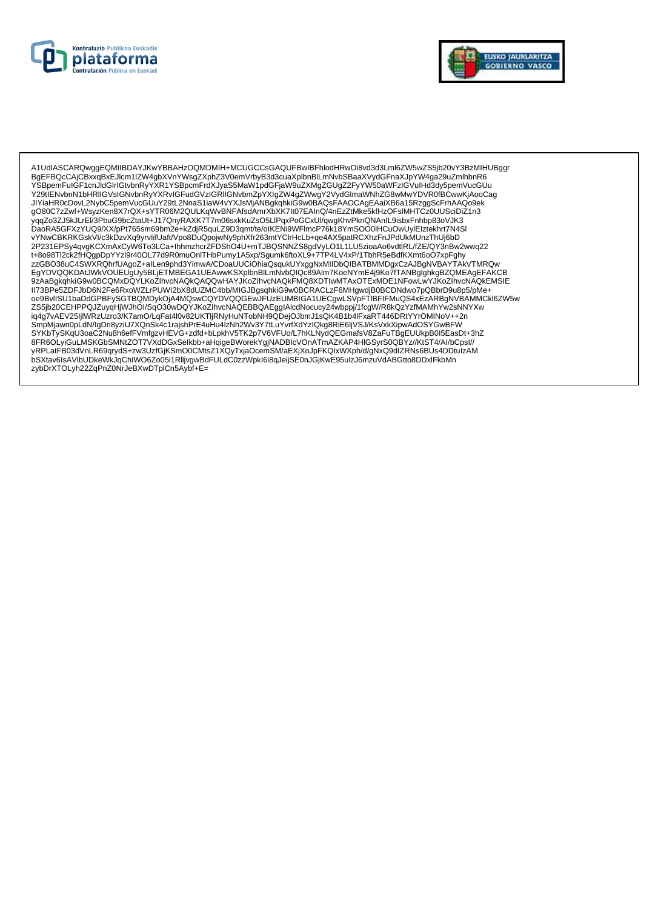Kontratazio Publikoa Euskadin
plataforma
Contratación Pública en Euskadi

EUSKO JAURLARITZA
GOBIERNO VASCO

```
A1UdIASCARQwggEQMIIBDAYJKwYBBAHzOQMDMIH+MCUGCCsGAQUFBwIBFhlodHRwOi8vd3d3Lml6ZW5wZS5jb20vY3BzMIHUBggr
BgEFBQcCAjCBxxqBxEJlcm1lZW4gbXVnYWsgZXphZ3V0emVrbyB3d3cuaXplbnBlLmNvbSBaaXVydGFnaXJpYW4ga29uZmlhbnR6
YSBpemFuIGF1cnJldGlrIGtvbnRyYXR1YSBpcmFrdXJyaS5MaW1pdGFjaW9uZXMgZGUgZ2FyYW50aWFzIGVuIHd3dy5pemVucGUuY29tIENvbnN1bHRlIGVsIGNvbnRyYXRvIGFudGVzIGRlIGNvbmZpYXIgZW4gZWwgY2VydGlmaWNhZG8wMwYDVR0fBCwwKjAooCag
JIYiaHR0cDovL2NybC5pemVucGUuY29tL2NnaS1iaW4vYXJsMjANBgkqhkiG9w0BAQsFAAOCAgEAaiXB6a15RzggScFrhAAQo9ek
gO80C7zZwf+WsyzKen8X7rQX+sYTR06M2QULKqWvBNFAfsdAmrXbXK7lt07EAInQ/4nEzZtMke5kfHzOFslMHTCz0UUSciDiZ1n3
yqqZo3ZJ5kJLrEl/3PbuG9bcZtaUt+J17QnyRAXK7T7m06sxkKuZsO5LlPqxPoGCxUl/qwgKhvPknQNAnIL9isbxFnhbp83oVJK3
DaoRA5GFXzYUQ9/XX/pPt765sm69bm2e+kZdjR5quLZ9D3qmt/te/oIKENi9WFlmcP76k18YmSOO0lHCuOwUylEIztekhrt7N4Sl
vYNwCBKRKGskVl/c3kDzvXq9yrvlifUaft/Vpo8DuQpojwNy9phXfr263mtYClrHcLb+qe4AX5patRCXhzFnJPdUkMUnzThUj6bD
2P231EPSy4qvgKCXmAxCyW6To3LCa+lhhmzhcrZFDShO4U+mTJBQSNNZS8gdVyLO1L1LU5zioaAo6vdtlRL/fZE/QY3nBw2wwq22
t+8o98Tl2ck2fHQgpDpYYzl9r40OL77d9R0muOnlTHbPumy1A5xp/Sgumk6ftoXL9+7TP4LV4xP/1TbhR5eBdfKXmt6oO7xpFghy
zzGBO38uC4SWXRQhrfUAgoZ+aILen9phd3YimwA/CDoaUUCiOhiaQsqukUYxggNxMIIDbQIBATBMMDgxCzAJBgNVBAYTAkVTMRQw
EgYDVQQKDAtJWkVOUEUgUy5BLjETMBEGA1UEAwwKSXplbnBlLmNvbQIQc89Alm7KoeNYmE4j9Ko7fTANBglghkgBZQMEAgEFAKCB
9zAaBgkqhkiG9w0BCQMxDQYLKoZIhvcNAQkQAQQwHAYJKoZIhvcNAQkFMQ8XDTIwMTAxOTExMDE1NFowLwYJKoZIhvcNAQkEMSIE
II73BPe5ZDFJbD6N2Fe6RxoWZLrPUWl2bX8dUZMC4bb/MIGJBgsqhkiG9w0BCRACLzF6MHgwdjB0BCDNdwo7pQBbrD9u8p5/pMe+
oe9BvlISU1baDdGPBFySGTBQMDykOjA4MQswCQYDVQQGEwJFUzEUMBIGA1UECgwLSVpFTlBFIFMuQS4xEzARBgNVBAMMCkl6ZW5w
ZS5jb20CEHPPQJZuyqHjWJhOI/SqO30wDQYJKoZIhvcNAQEBBQAEggIAlcdNocucy24wbppj/1fcgW/R8kQzYzfMAMhYw2sNNYXw
iq4g7vAEV25IjlWRzUzro3/K7amO/LqFat4l0v82UKTljRNyHuNTobNH9QDejOJbmJ1sQK4B1b4lFxaRT446DRtYYrOMlNoV++2n
SmpMjawn0pLdN/lgDn8yziU7XQnSk4c1rajshPrE4uHu4lzNh2Wv3Y7tLuYvrfXdYzIQkg8RiE6ljVSJ/KsVxkXipwAdOSYGwBFW
SYKbTySKqU3oaC2Nu8h6efFVmfgzvHEVG+zdfd+bLpkhV5TK2p7V6VFUo/L7hKLNydQEGmafsV8ZaFuTBgEUUkpB0I5EasDt+3hZ
8FR6OLyiGuLMSKGbSMNtZOT7VXdDGxSelkbb+aHqigeBWorekYgjNADBIcVOnATmAZKAP4HlGSyrS0QBYz//KtST4/AI/bCpsl//
yRPLatFB03dVnLR69qrydS+zw3UzfGjKSmO0CMtsZ1XQyTxjaOcemSM/aEXjXoJpFKQIxWXph/d/gNxQ9dIZRNs6BUs4DDtuIzAM
bSXtav6IsAVlbUDkeWkJqChIWO6Zo05i1RlljvgwBdFULdC0zzWpkI6i8qJeijSE0nJGjKwE95ulzJ6mzuVdABGtto8DDxlFkbMn
zybDrXTOLyh22ZqPnZ0NrJeBXwDTplCn5Aybf+E=
```